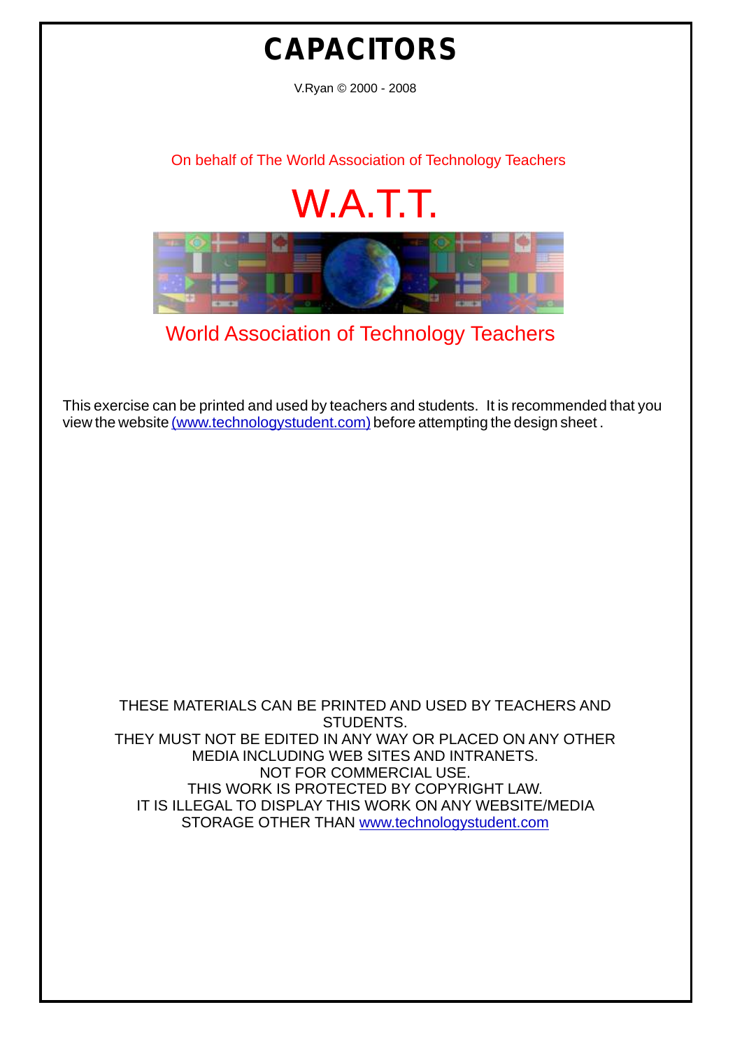# CAPACITORS

V.Ryan © 2000 - 2008

On behalf of The World Association of Technology Teachers

W.A.T.T.

World Association of Technology Teachers

This exercise can be printed and used by teachers and students. It is recommended that you view the website (www.technologystudent.com) before attempting the design sheet .

THESE MATERIALS CAN BE PRINTED AND USED BY TEACHERS AND STUDENTS.
THEY MUST NOT BE EDITED IN ANY WAY OR PLACED ON ANY OTHER MEDIA INCLUDING WEB SITES AND INTRANETS.
NOT FOR COMMERCIAL USE.
THIS WORK IS PROTECTED BY COPYRIGHT LAW.
IT IS ILLEGAL TO DISPLAY THIS WORK ON ANY WEBSITE/MEDIA STORAGE OTHER THAN www.technologystudent.com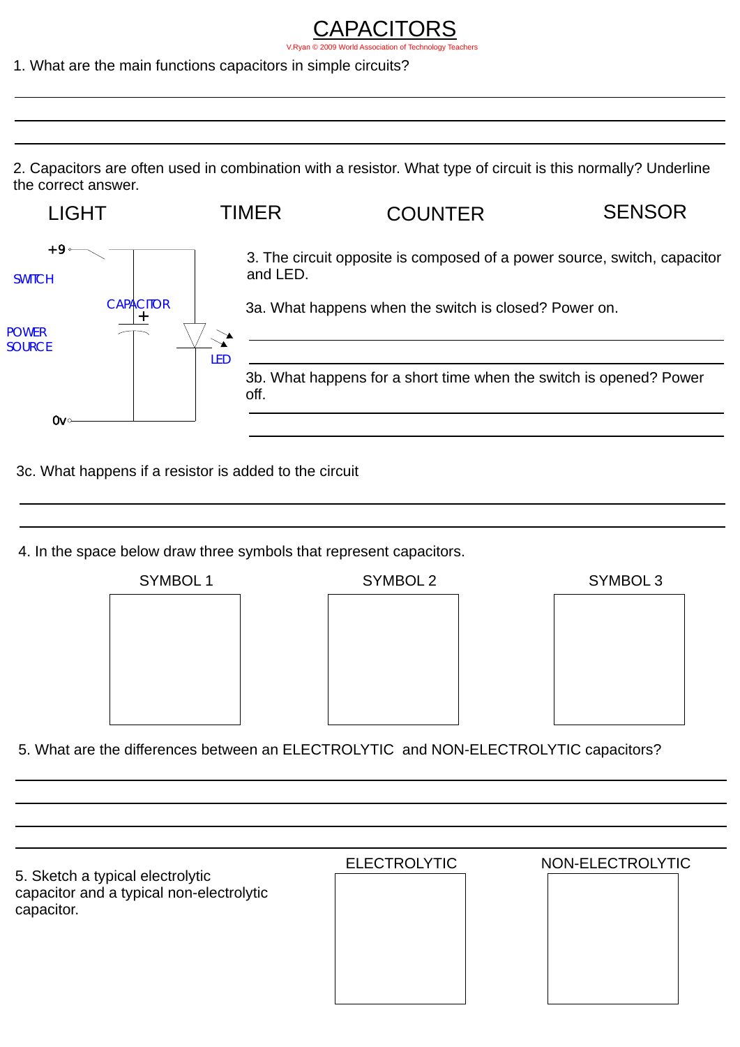# CAPACITORS

V.Ryan © 2009 World Association of Technology Teachers

1. What are the main functions capacitors in simple circuits?

2. Capacitors are often used in combination with a resistor. What type of circuit is this normally? Underline the correct answer.

LIGHT TIMER COUNTER SENSOR

+9

SWITCH

CAPACITOR

+

POWER SOURCE

LED

0v

3. The circuit opposite is composed of a power source, switch, capacitor and LED.

3a. What happens when the switch is closed? Power on.

3b. What happens for a short time when the switch is opened? Power off.

3c. What happens if a resistor is added to the circuit

4. In the space below draw three symbols that represent capacitors.

SYMBOL 1 SYMBOL 2 SYMBOL 3

5. What are the differences between an ELECTROLYTIC and NON-ELECTROLYTIC capacitors?

5. Sketch a typical electrolytic capacitor and a typical non-electrolytic capacitor.

ELECTROLYTIC NON-ELECTROLYTIC